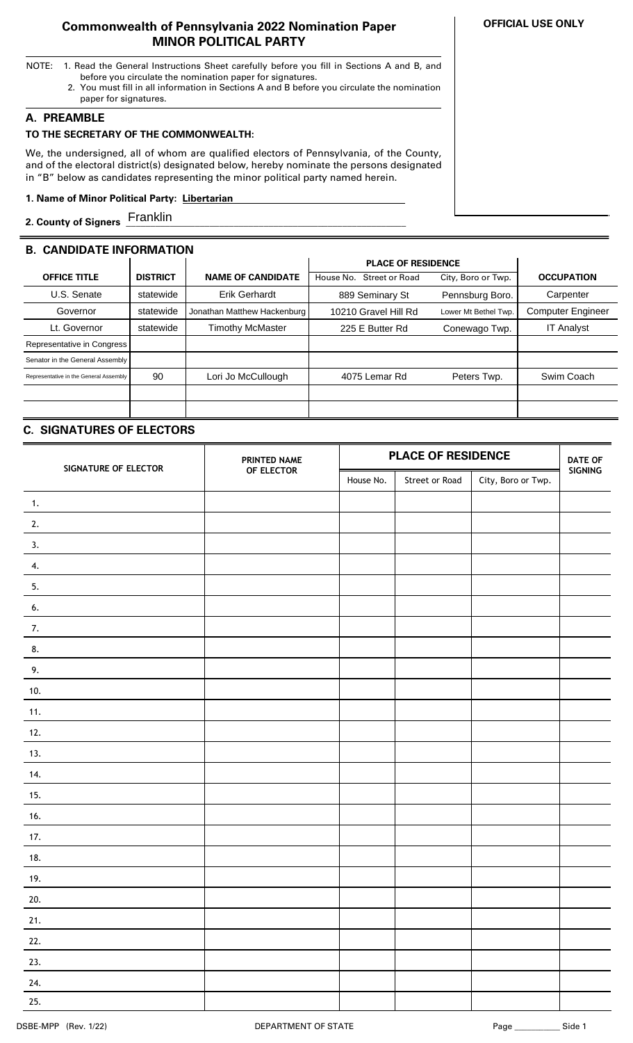# Commonwealth of Pennsylvania 2022 Nomination Paper
## MINOR POLITICAL PARTY

**OFFICIAL USE ONLY**

NOTE:
1. Read the General Instructions Sheet carefully before you fill in Sections A and B, and before you circulate the nomination paper for signatures.
2. You must fill in all information in Sections A and B before you circulate the nomination paper for signatures.

## A. PREAMBLE

**TO THE SECRETARY OF THE COMMONWEALTH:**

We, the undersigned, all of whom are qualified electors of Pennsylvania, of the County, and of the electoral district(s) designated below, hereby nominate the persons designated in "B" below as candidates representing the minor political party named herein.

**1. Name of Minor Political Party:** **Libertarian**

**2. County of Signers** Franklin

## B. CANDIDATE INFORMATION

| OFFICE TITLE | DISTRICT | NAME OF CANDIDATE | PLACE OF RESIDENCE | | OCCUPATION |
|---|---|---|---|---|---|
| | | | House No. Street or Road | City, Boro or Twp. | |
| U.S. Senate | statewide | Erik Gerhardt | 889 Seminary St | Pennsburg Boro. | Carpenter |
| Governor | statewide | Jonathan Matthew Hackenburg | 10210 Gravel Hill Rd | Lower Mt Bethel Twp. | Computer Engineer |
| Lt. Governor | statewide | Timothy McMaster | 225 E Butter Rd | Conewago Twp. | IT Analyst |
| Representative in Congress | | | | | |
| Senator in the General Assembly | | | | | |
| Representative in the General Assembly | 90 | Lori Jo McCullough | 4075 Lemar Rd | Peters Twp. | Swim Coach |
| | | | | | |
| | | | | | |

## C. SIGNATURES OF ELECTORS

| SIGNATURE OF ELECTOR | PRINTED NAME OF ELECTOR | PLACE OF RESIDENCE | | | DATE OF SIGNING |
|---|---|---|---|---|---|
| | | House No. | Street or Road | City, Boro or Twp. | |
| 1. | | | | | |
| 2. | | | | | |
| 3. | | | | | |
| 4. | | | | | |
| 5. | | | | | |
| 6. | | | | | |
| 7. | | | | | |
| 8. | | | | | |
| 9. | | | | | |
| 10. | | | | | |
| 11. | | | | | |
| 12. | | | | | |
| 13. | | | | | |
| 14. | | | | | |
| 15. | | | | | |
| 16. | | | | | |
| 17. | | | | | |
| 18. | | | | | |
| 19. | | | | | |
| 20. | | | | | |
| 21. | | | | | |
| 22. | | | | | |
| 23. | | | | | |
| 24. | | | | | |
| 25. | | | | | |

DSBE-MPP (Rev. 1/22) DEPARTMENT OF STATE Page ________ Side 1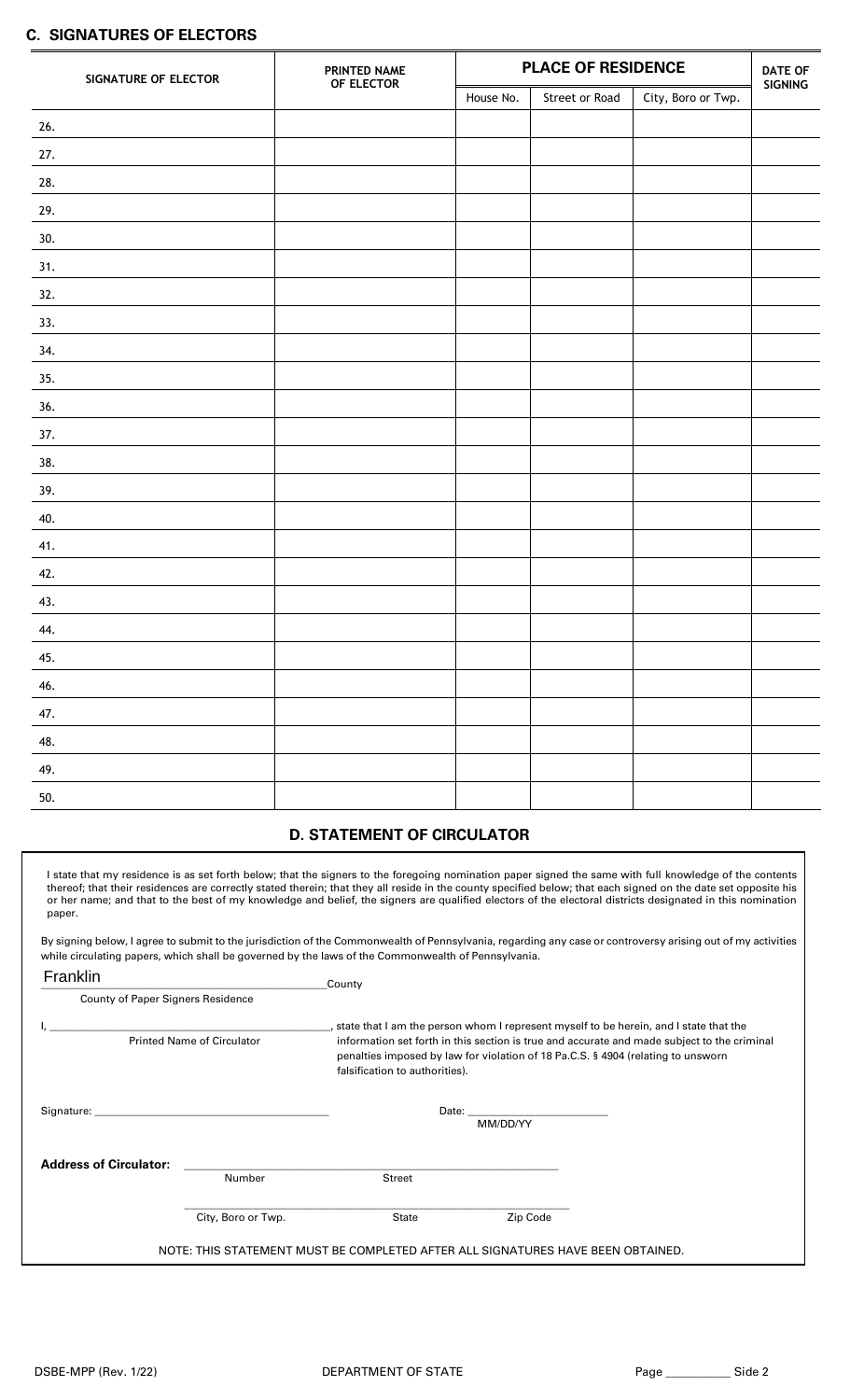## C. SIGNATURES OF ELECTORS

| SIGNATURE OF ELECTOR | PRINTED NAME OF ELECTOR | PLACE OF RESIDENCE | | | DATE OF SIGNING |
|---|---|---|---|---|---|
| | | House No. | Street or Road | City, Boro or Twp. | |
| 26. | | | | | |
| 27. | | | | | |
| 28. | | | | | |
| 29. | | | | | |
| 30. | | | | | |
| 31. | | | | | |
| 32. | | | | | |
| 33. | | | | | |
| 34. | | | | | |
| 35. | | | | | |
| 36. | | | | | |
| 37. | | | | | |
| 38. | | | | | |
| 39. | | | | | |
| 40. | | | | | |
| 41. | | | | | |
| 42. | | | | | |
| 43. | | | | | |
| 44. | | | | | |
| 45. | | | | | |
| 46. | | | | | |
| 47. | | | | | |
| 48. | | | | | |
| 49. | | | | | |
| 50. | | | | | |

## D. STATEMENT OF CIRCULATOR

I state that my residence is as set forth below; that the signers to the foregoing nomination paper signed the same with full knowledge of the contents thereof; that their residences are correctly stated therein; that they all reside in the county specified below; that each signed on the date set opposite his or her name; and that to the best of my knowledge and belief, the signers are qualified electors of the electoral districts designated in this nomination paper.

By signing below, I agree to submit to the jurisdiction of the Commonwealth of Pennsylvania, regarding any case or controversy arising out of my activities while circulating papers, which shall be governed by the laws of the Commonwealth of Pennsylvania.

Franklin County
County of Paper Signers Residence

I, ______________________, state that I am the person whom I represent myself to be herein, and I state that the information set forth in this section is true and accurate and made subject to the criminal penalties imposed by law for violation of 18 Pa.C.S. § 4904 (relating to unsworn falsification to authorities).
Printed Name of Circulator

Signature: ______________________ Date: ______________________
MM/DD/YY

**Address of Circulator:** ______________________
Number Street

______________________
City, Boro or Twp. State Zip Code

NOTE: THIS STATEMENT MUST BE COMPLETED AFTER ALL SIGNATURES HAVE BEEN OBTAINED.

DSBE-MPP (Rev. 1/22) DEPARTMENT OF STATE Page __________ Side 2